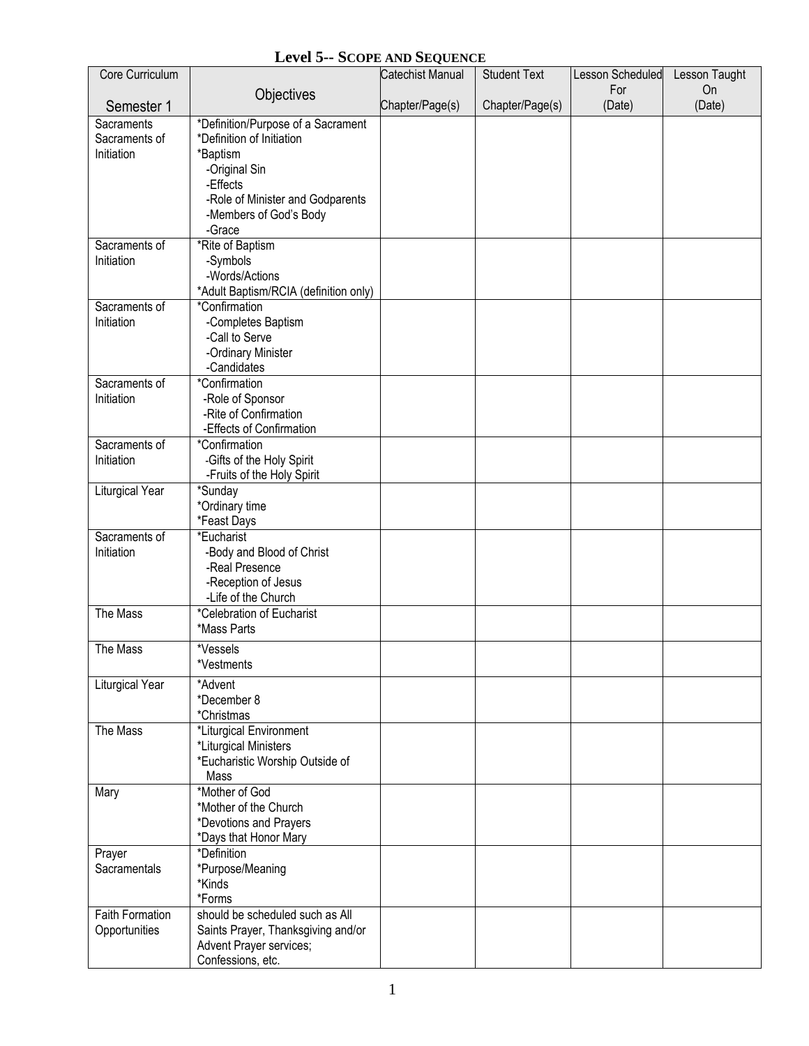# Level 5-- SCOPE AND SEQUENCE

| Core Curriculum<br><br>Semester 1 | Objectives | Catechist Manual<br><br>Chapter/Page(s) | Student Text<br><br>Chapter/Page(s) | Lesson Scheduled For<br>(Date) | Lesson Taught On<br>(Date) |
|---|---|---|---|---|---|
| Sacraments<br>Sacraments of Initiation | *Definition/Purpose of a Sacrament<br>*Definition of Initiation<br>*Baptism<br>-Original Sin<br>-Effects<br>-Role of Minister and Godparents<br>-Members of God's Body<br>-Grace | | | | |
| Sacraments of Initiation | *Rite of Baptism<br>-Symbols<br>-Words/Actions<br>*Adult Baptism/RCIA (definition only) | | | | |
| Sacraments of Initiation | *Confirmation<br>-Completes Baptism<br>-Call to Serve<br>-Ordinary Minister<br>-Candidates | | | | |
| Sacraments of Initiation | *Confirmation<br>-Role of Sponsor<br>-Rite of Confirmation<br>-Effects of Confirmation | | | | |
| Sacraments of Initiation | *Confirmation<br>-Gifts of the Holy Spirit<br>-Fruits of the Holy Spirit | | | | |
| Liturgical Year | *Sunday<br>*Ordinary time<br>*Feast Days | | | | |
| Sacraments of Initiation | *Eucharist<br>-Body and Blood of Christ<br>-Real Presence<br>-Reception of Jesus<br>-Life of the Church | | | | |
| The Mass | *Celebration of Eucharist<br>*Mass Parts | | | | |
| The Mass | *Vessels<br>*Vestments | | | | |
| Liturgical Year | *Advent<br>*December 8<br>*Christmas | | | | |
| The Mass | *Liturgical Environment<br>*Liturgical Ministers<br>*Eucharistic Worship Outside of Mass | | | | |
| Mary | *Mother of God<br>*Mother of the Church<br>*Devotions and Prayers<br>*Days that Honor Mary | | | | |
| Prayer<br>Sacramentals | *Definition<br>*Purpose/Meaning<br>*Kinds<br>*Forms | | | | |
| Faith Formation Opportunities | should be scheduled such as All Saints Prayer, Thanksgiving and/or Advent Prayer services; Confessions, etc. | | | | |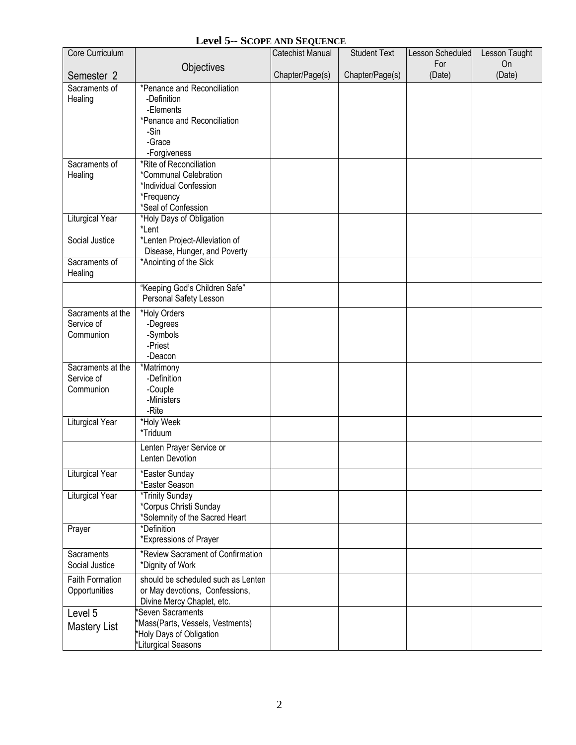# Level 5-- SCOPE AND SEQUENCE

| Core Curriculum<br>Semester 2 | Objectives | Catechist Manual<br>Chapter/Page(s) | Student Text<br>Chapter/Page(s) | Lesson Scheduled For<br>(Date) | Lesson Taught On<br>(Date) |
|---|---|---|---|---|---|
| Sacraments of Healing | *Penance and Reconciliation<br>-Definition<br>-Elements<br>*Penance and Reconciliation<br>-Sin<br>-Grace<br>-Forgiveness | | | | |
| Sacraments of Healing | *Rite of Reconciliation<br>*Communal Celebration<br>*Individual Confession<br>*Frequency<br>*Seal of Confession | | | | |
| Liturgical Year<br><br>Social Justice | *Holy Days of Obligation<br>*Lent<br>*Lenten Project-Alleviation of Disease, Hunger, and Poverty | | | | |
| Sacraments of Healing | *Anointing of the Sick | | | | |
| | "Keeping God's Children Safe" Personal Safety Lesson | | | | |
| Sacraments at the Service of Communion | *Holy Orders<br>-Degrees<br>-Symbols<br>-Priest<br>-Deacon | | | | |
| Sacraments at the Service of Communion | *Matrimony<br>-Definition<br>-Couple<br>-Ministers<br>-Rite | | | | |
| Liturgical Year | *Holy Week<br>*Triduum | | | | |
| | Lenten Prayer Service or Lenten Devotion | | | | |
| Liturgical Year | *Easter Sunday<br>*Easter Season | | | | |
| Liturgical Year | *Trinity Sunday<br>*Corpus Christi Sunday<br>*Solemnity of the Sacred Heart | | | | |
| Prayer | *Definition<br>*Expressions of Prayer | | | | |
| Sacraments<br>Social Justice | *Review Sacrament of Confirmation<br>*Dignity of Work | | | | |
| Faith Formation Opportunities | should be scheduled such as Lenten or May devotions, Confessions, Divine Mercy Chaplet, etc. | | | | |
| Level 5<br>Mastery List | *Seven Sacraments<br>*Mass(Parts, Vessels, Vestments)<br>*Holy Days of Obligation<br>*Liturgical Seasons | | | | |